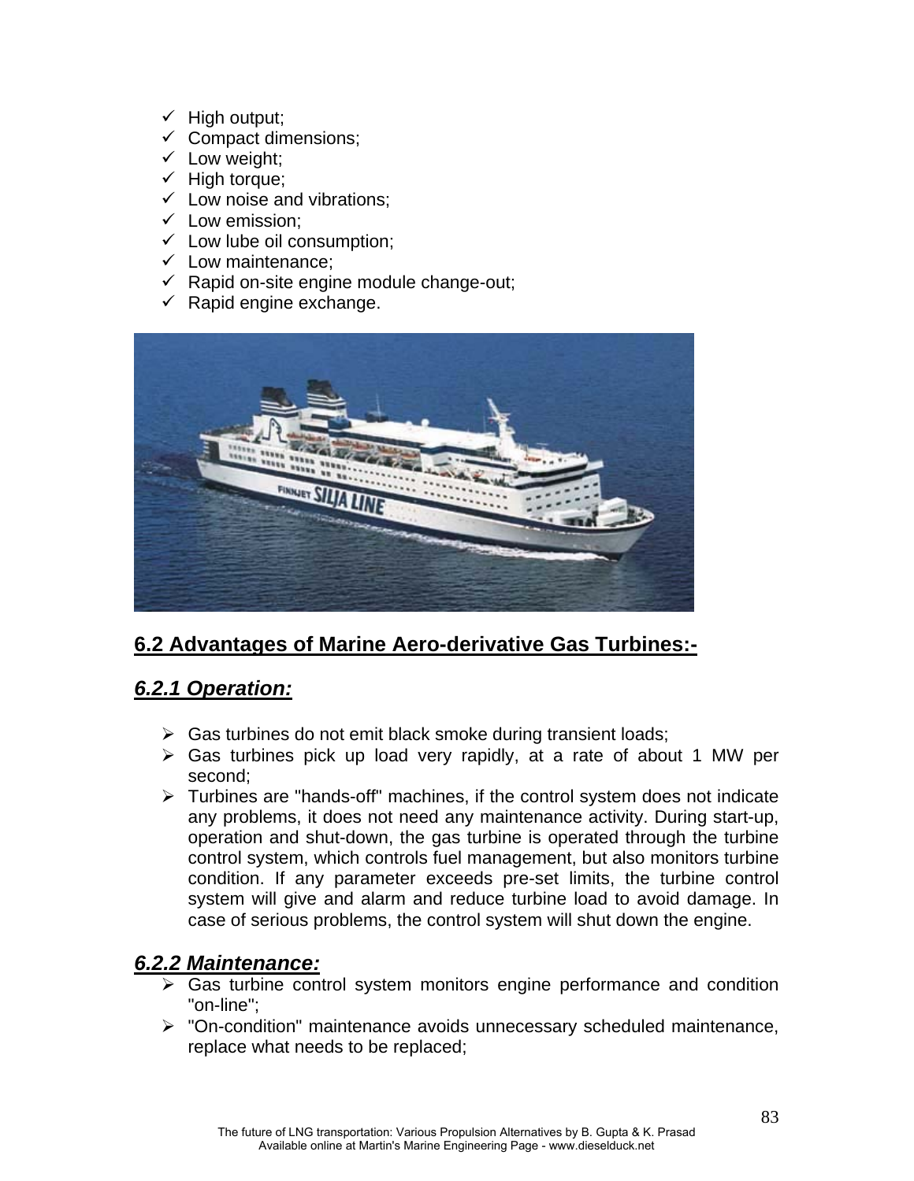- ✓ High output;
- ✓ Compact dimensions;
- ✓ Low weight;
- ✓ High torque;
- ✓ Low noise and vibrations;
- ✓ Low emission;
- ✓ Low lube oil consumption;
- ✓ Low maintenance;
- ✓ Rapid on-site engine module change-out;
- ✓ Rapid engine exchange.

## 6.2 Advantages of Marine Aero-derivative Gas Turbines:-

### *6.2.1 Operation:*

- Gas turbines do not emit black smoke during transient loads;
- Gas turbines pick up load very rapidly, at a rate of about 1 MW per second;
- Turbines are "hands-off" machines, if the control system does not indicate any problems, it does not need any maintenance activity. During start-up, operation and shut-down, the gas turbine is operated through the turbine control system, which controls fuel management, but also monitors turbine condition. If any parameter exceeds pre-set limits, the turbine control system will give and alarm and reduce turbine load to avoid damage. In case of serious problems, the control system will shut down the engine.

### *6.2.2 Maintenance:*

- Gas turbine control system monitors engine performance and condition "on-line";
- "On-condition" maintenance avoids unnecessary scheduled maintenance, replace what needs to be replaced;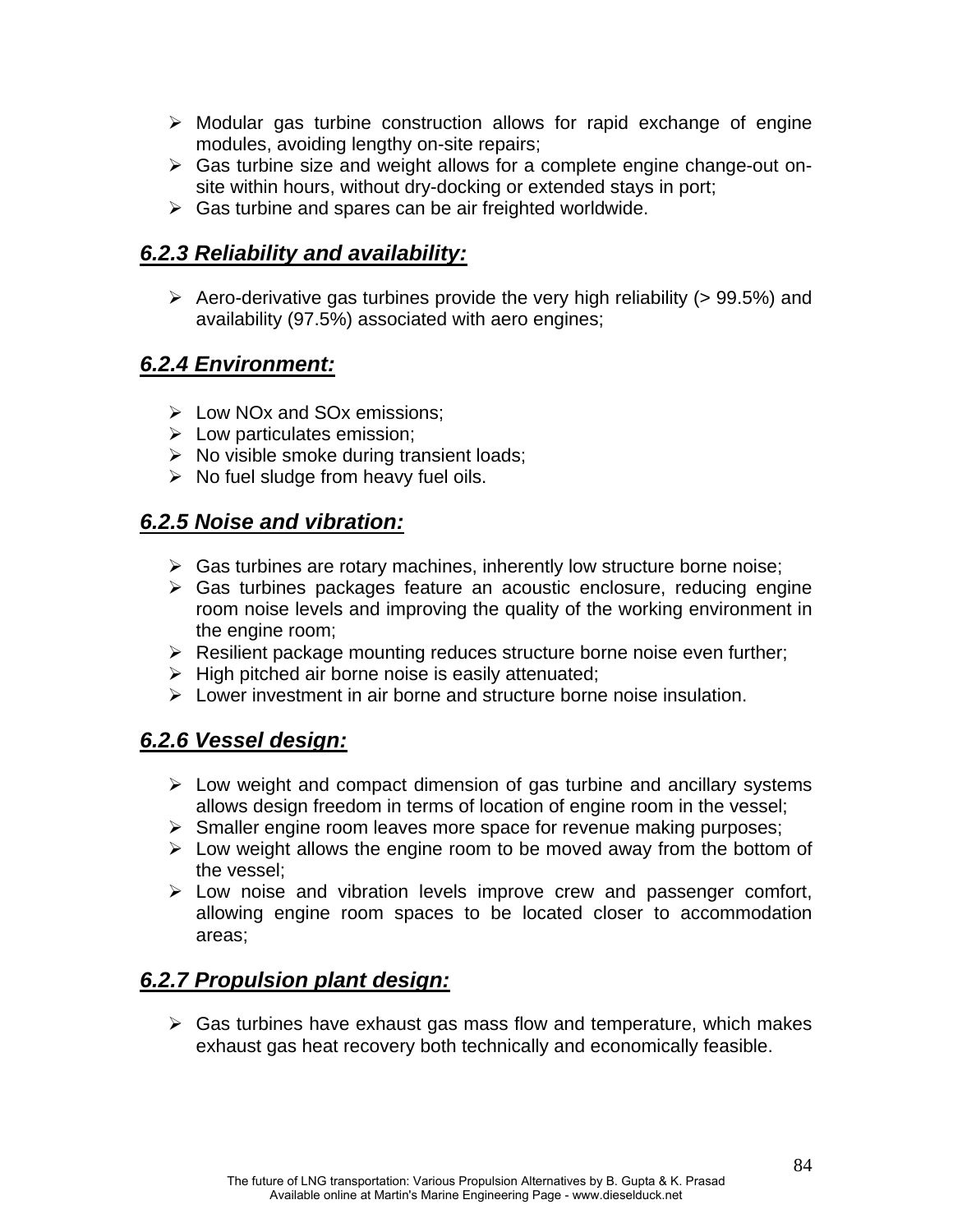- Modular gas turbine construction allows for rapid exchange of engine modules, avoiding lengthy on-site repairs;
- Gas turbine size and weight allows for a complete engine change-out on-site within hours, without dry-docking or extended stays in port;
- Gas turbine and spares can be air freighted worldwide.

### ***6.2.3 Reliability and availability:***

- Aero-derivative gas turbines provide the very high reliability (> 99.5%) and availability (97.5%) associated with aero engines;

### ***6.2.4 Environment:***

- Low NOx and SOx emissions;
- Low particulates emission;
- No visible smoke during transient loads;
- No fuel sludge from heavy fuel oils.

### ***6.2.5 Noise and vibration:***

- Gas turbines are rotary machines, inherently low structure borne noise;
- Gas turbines packages feature an acoustic enclosure, reducing engine room noise levels and improving the quality of the working environment in the engine room;
- Resilient package mounting reduces structure borne noise even further;
- High pitched air borne noise is easily attenuated;
- Lower investment in air borne and structure borne noise insulation.

### ***6.2.6 Vessel design:***

- Low weight and compact dimension of gas turbine and ancillary systems allows design freedom in terms of location of engine room in the vessel;
- Smaller engine room leaves more space for revenue making purposes;
- Low weight allows the engine room to be moved away from the bottom of the vessel;
- Low noise and vibration levels improve crew and passenger comfort, allowing engine room spaces to be located closer to accommodation areas;

### ***6.2.7 Propulsion plant design:***

- Gas turbines have exhaust gas mass flow and temperature, which makes exhaust gas heat recovery both technically and economically feasible.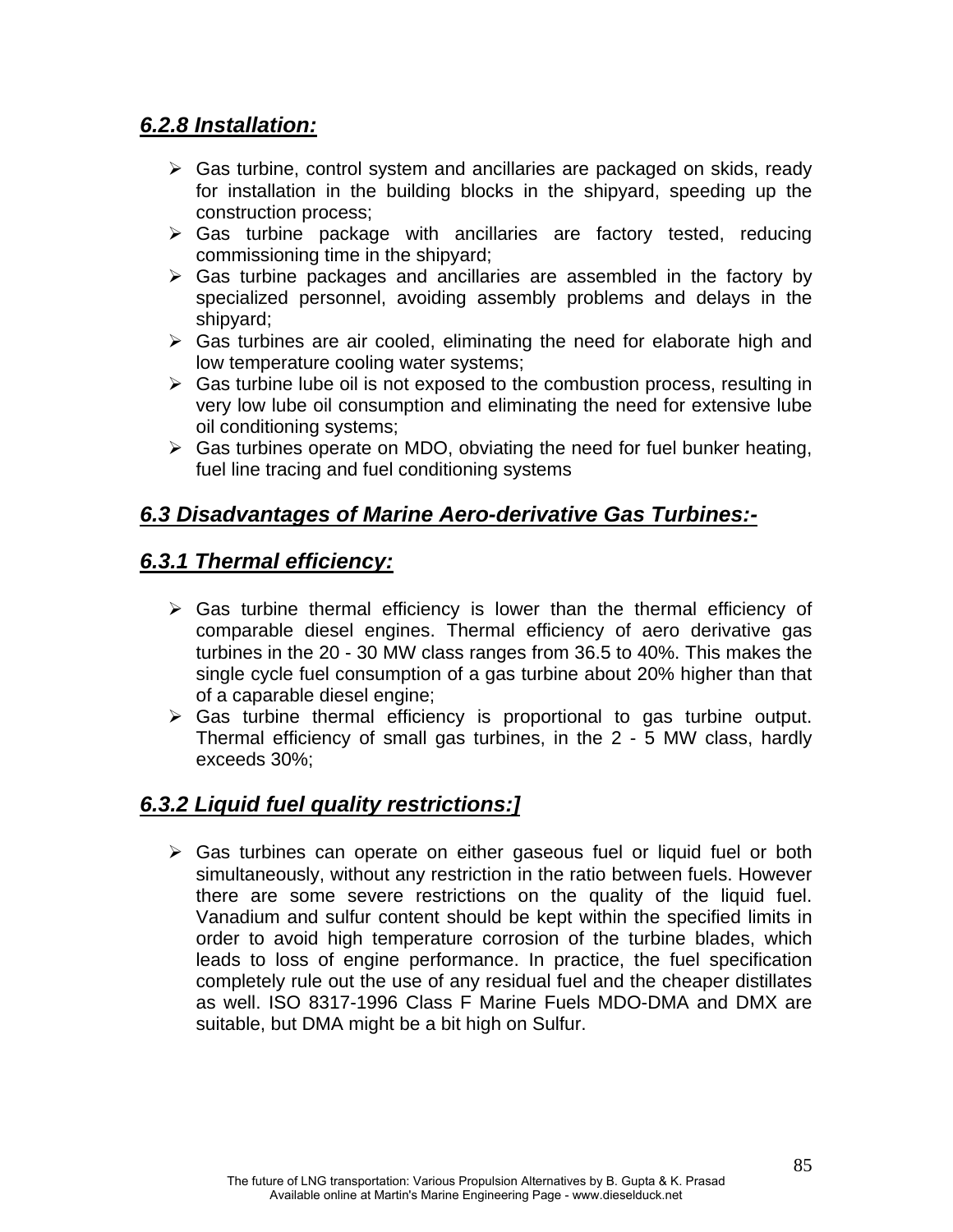### *6.2.8 Installation:*

- Gas turbine, control system and ancillaries are packaged on skids, ready for installation in the building blocks in the shipyard, speeding up the construction process;
- Gas turbine package with ancillaries are factory tested, reducing commissioning time in the shipyard;
- Gas turbine packages and ancillaries are assembled in the factory by specialized personnel, avoiding assembly problems and delays in the shipyard;
- Gas turbines are air cooled, eliminating the need for elaborate high and low temperature cooling water systems;
- Gas turbine lube oil is not exposed to the combustion process, resulting in very low lube oil consumption and eliminating the need for extensive lube oil conditioning systems;
- Gas turbines operate on MDO, obviating the need for fuel bunker heating, fuel line tracing and fuel conditioning systems

## *6.3 Disadvantages of Marine Aero-derivative Gas Turbines:-*

### *6.3.1 Thermal efficiency:*

- Gas turbine thermal efficiency is lower than the thermal efficiency of comparable diesel engines. Thermal efficiency of aero derivative gas turbines in the 20 - 30 MW class ranges from 36.5 to 40%. This makes the single cycle fuel consumption of a gas turbine about 20% higher than that of a caparable diesel engine;
- Gas turbine thermal efficiency is proportional to gas turbine output. Thermal efficiency of small gas turbines, in the 2 - 5 MW class, hardly exceeds 30%;

### *6.3.2 Liquid fuel quality restrictions:]*

- Gas turbines can operate on either gaseous fuel or liquid fuel or both simultaneously, without any restriction in the ratio between fuels. However there are some severe restrictions on the quality of the liquid fuel. Vanadium and sulfur content should be kept within the specified limits in order to avoid high temperature corrosion of the turbine blades, which leads to loss of engine performance. In practice, the fuel specification completely rule out the use of any residual fuel and the cheaper distillates as well. ISO 8317-1996 Class F Marine Fuels MDO-DMA and DMX are suitable, but DMA might be a bit high on Sulfur.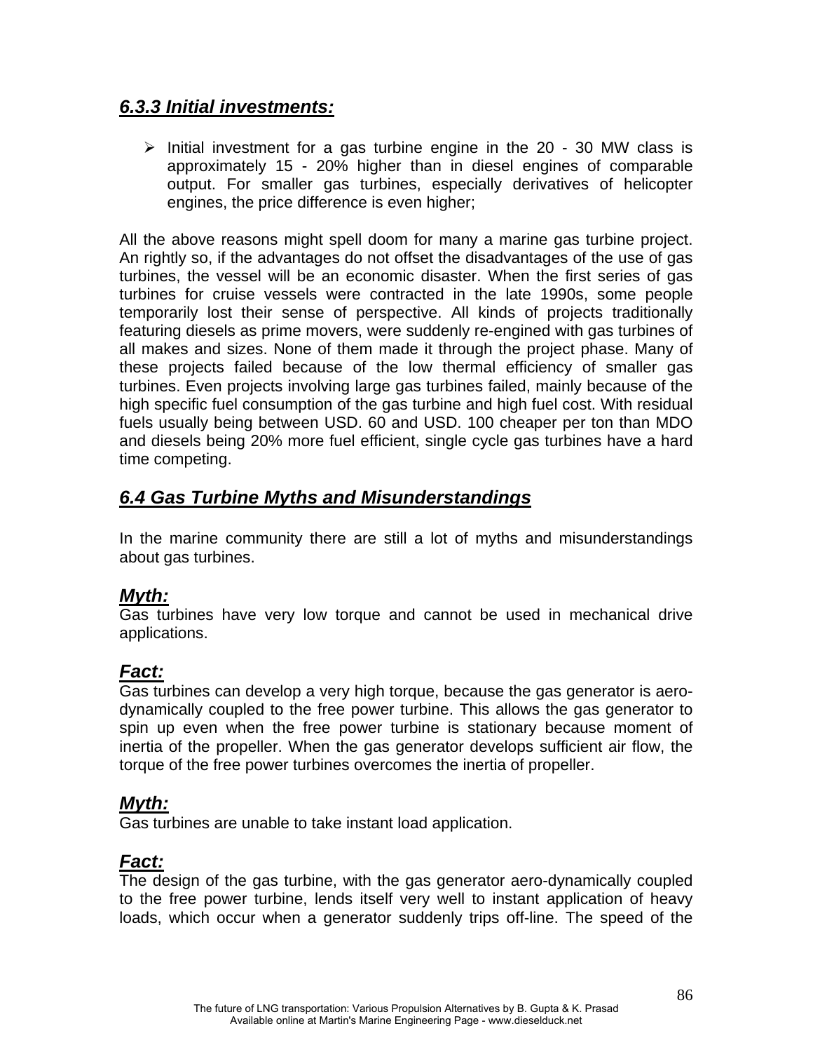### *6.3.3 Initial investments:*

- Initial investment for a gas turbine engine in the 20 - 30 MW class is approximately 15 - 20% higher than in diesel engines of comparable output. For smaller gas turbines, especially derivatives of helicopter engines, the price difference is even higher;

All the above reasons might spell doom for many a marine gas turbine project. An rightly so, if the advantages do not offset the disadvantages of the use of gas turbines, the vessel will be an economic disaster. When the first series of gas turbines for cruise vessels were contracted in the late 1990s, some people temporarily lost their sense of perspective. All kinds of projects traditionally featuring diesels as prime movers, were suddenly re-engined with gas turbines of all makes and sizes. None of them made it through the project phase. Many of these projects failed because of the low thermal efficiency of smaller gas turbines. Even projects involving large gas turbines failed, mainly because of the high specific fuel consumption of the gas turbine and high fuel cost. With residual fuels usually being between USD. 60 and USD. 100 cheaper per ton than MDO and diesels being 20% more fuel efficient, single cycle gas turbines have a hard time competing.

## *6.4 Gas Turbine Myths and Misunderstandings*

In the marine community there are still a lot of myths and misunderstandings about gas turbines.

### *Myth:*

Gas turbines have very low torque and cannot be used in mechanical drive applications.

### *Fact:*

Gas turbines can develop a very high torque, because the gas generator is aero-dynamically coupled to the free power turbine. This allows the gas generator to spin up even when the free power turbine is stationary because moment of inertia of the propeller. When the gas generator develops sufficient air flow, the torque of the free power turbines overcomes the inertia of propeller.

### *Myth:*

Gas turbines are unable to take instant load application.

### *Fact:*

The design of the gas turbine, with the gas generator aero-dynamically coupled to the free power turbine, lends itself very well to instant application of heavy loads, which occur when a generator suddenly trips off-line. The speed of the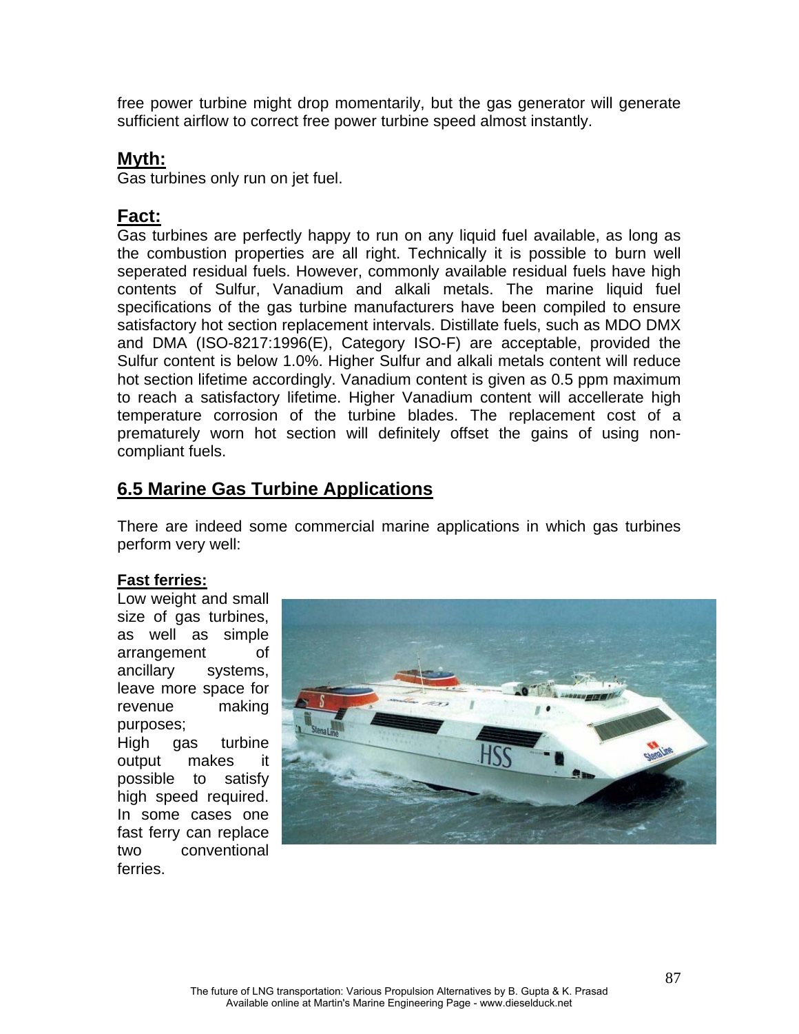free power turbine might drop momentarily, but the gas generator will generate sufficient airflow to correct free power turbine speed almost instantly.

**Myth:**

Gas turbines only run on jet fuel.

**Fact:**

Gas turbines are perfectly happy to run on any liquid fuel available, as long as the combustion properties are all right. Technically it is possible to burn well seperated residual fuels. However, commonly available residual fuels have high contents of Sulfur, Vanadium and alkali metals. The marine liquid fuel specifications of the gas turbine manufacturers have been compiled to ensure satisfactory hot section replacement intervals. Distillate fuels, such as MDO DMX and DMA (ISO-8217:1996(E), Category ISO-F) are acceptable, provided the Sulfur content is below 1.0%. Higher Sulfur and alkali metals content will reduce hot section lifetime accordingly. Vanadium content is given as 0.5 ppm maximum to reach a satisfactory lifetime. Higher Vanadium content will accellerate high temperature corrosion of the turbine blades. The replacement cost of a prematurely worn hot section will definitely offset the gains of using non-compliant fuels.

## 6.5 Marine Gas Turbine Applications

There are indeed some commercial marine applications in which gas turbines perform very well:

**Fast ferries:**

Low weight and small size of gas turbines, as well as simple arrangement of ancillary systems, leave more space for revenue making purposes;

High gas turbine output makes it possible to satisfy high speed required. In some cases one fast ferry can replace two conventional ferries.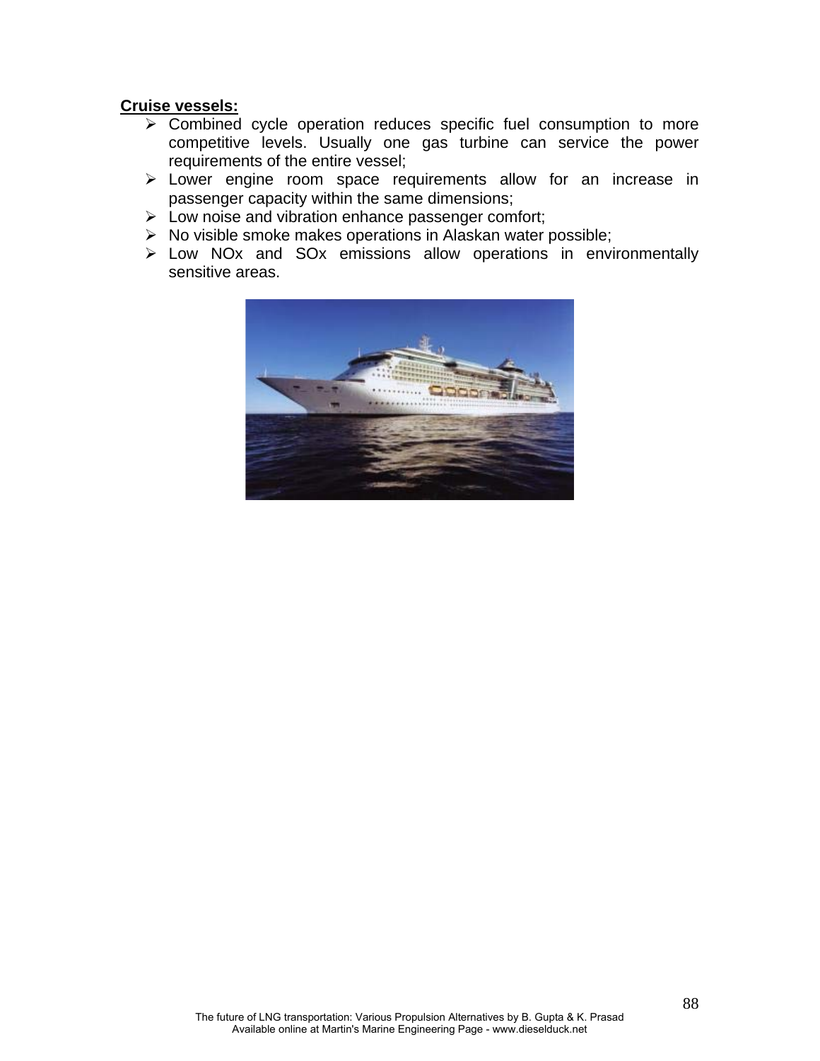**Cruise vessels:**

- Combined cycle operation reduces specific fuel consumption to more competitive levels. Usually one gas turbine can service the power requirements of the entire vessel;
- Lower engine room space requirements allow for an increase in passenger capacity within the same dimensions;
- Low noise and vibration enhance passenger comfort;
- No visible smoke makes operations in Alaskan water possible;
- Low NOx and SOx emissions allow operations in environmentally sensitive areas.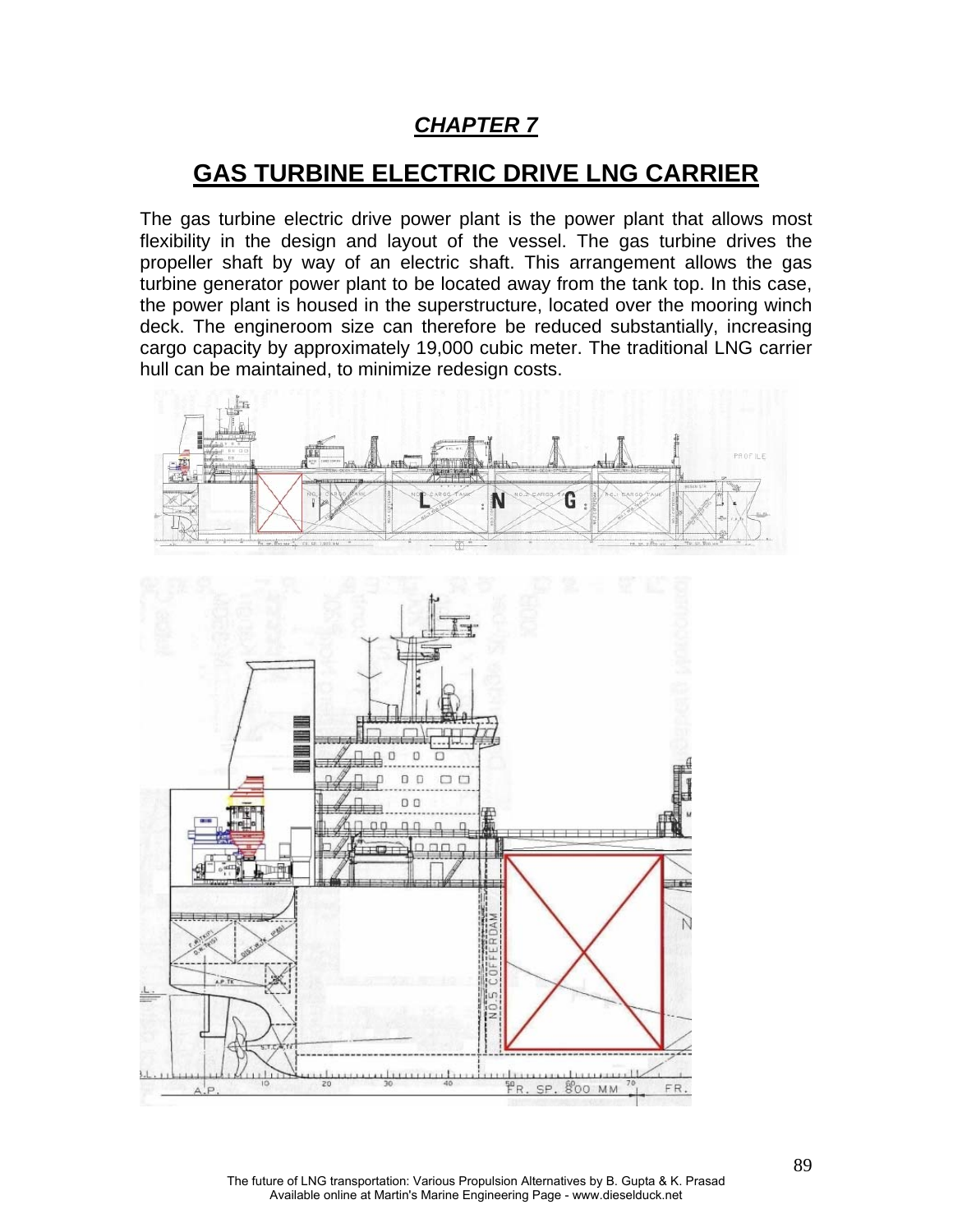## *CHAPTER 7*

# GAS TURBINE ELECTRIC DRIVE LNG CARRIER

The gas turbine electric drive power plant is the power plant that allows most flexibility in the design and layout of the vessel. The gas turbine drives the propeller shaft by way of an electric shaft. This arrangement allows the gas turbine generator power plant to be located away from the tank top. In this case, the power plant is housed in the superstructure, located over the mooring winch deck. The engineroom size can therefore be reduced substantially, increasing cargo capacity by approximately 19,000 cubic meter. The traditional LNG carrier hull can be maintained, to minimize redesign costs.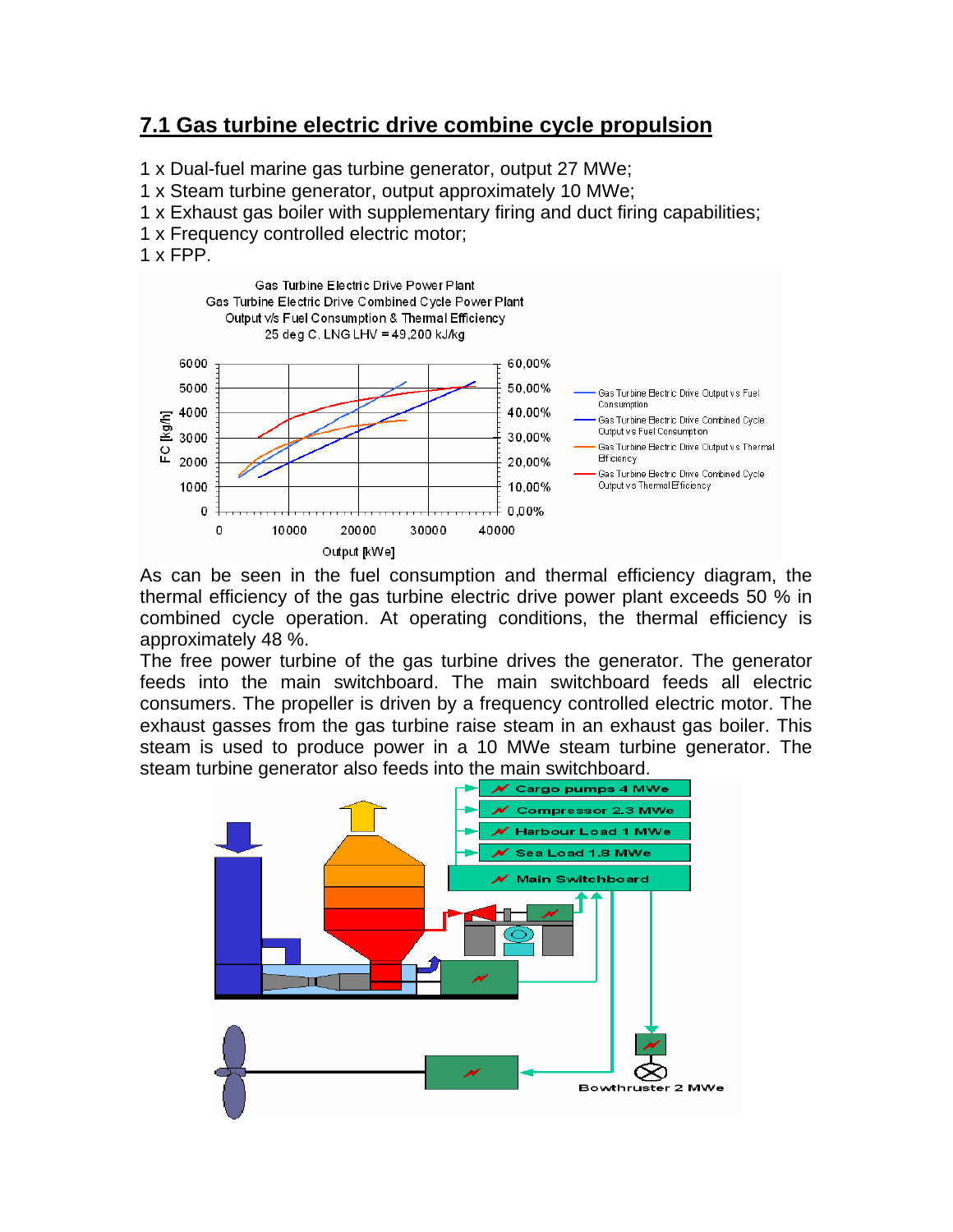## 7.1 Gas turbine electric drive combine cycle propulsion

1 x Dual-fuel marine gas turbine generator, output 27 MWe;
1 x Steam turbine generator, output approximately 10 MWe;
1 x Exhaust gas boiler with supplementary firing and duct firing capabilities;
1 x Frequency controlled electric motor;
1 x FPP.

Gas Turbine Electric Drive Power Plant
Gas Turbine Electric Drive Combined Cycle Power Plant
Output v/s Fuel Consumption & Thermal Efficiency
25 deg C, LNG LHV = 49,200 kJ/kg

FC [kg/h]
0
1000
2000
3000
4000
5000
6000

0,00%
10,00%
20,00%
30,00%
40,00%
50,00%
60,00%

0
10000
20000
30000
40000
Output [kWe]

Gas Turbine Electric Drive Output vs Fuel Consumption
Gas Turbine Electric Drive Combined Cycle Output vs Fuel Consumption
Gas Turbine Electric Drive Output vs Thermal Efficiency
Gas Turbine Electric Drive Combined Cycle Output vs Thermal Efficiency

As can be seen in the fuel consumption and thermal efficiency diagram, the thermal efficiency of the gas turbine electric drive power plant exceeds 50 % in combined cycle operation. At operating conditions, the thermal efficiency is approximately 48 %.
The free power turbine of the gas turbine drives the generator. The generator feeds into the main switchboard. The main switchboard feeds all electric consumers. The propeller is driven by a frequency controlled electric motor. The exhaust gasses from the gas turbine raise steam in an exhaust gas boiler. This steam is used to produce power in a 10 MWe steam turbine generator. The steam turbine generator also feeds into the main switchboard.

Cargo pumps 4 MWe
Compressor 2.3 MWe
Harbour Load 1 MWe
Sea Load 1.8 MWe
Main Switchboard
Bowthruster 2 MWe